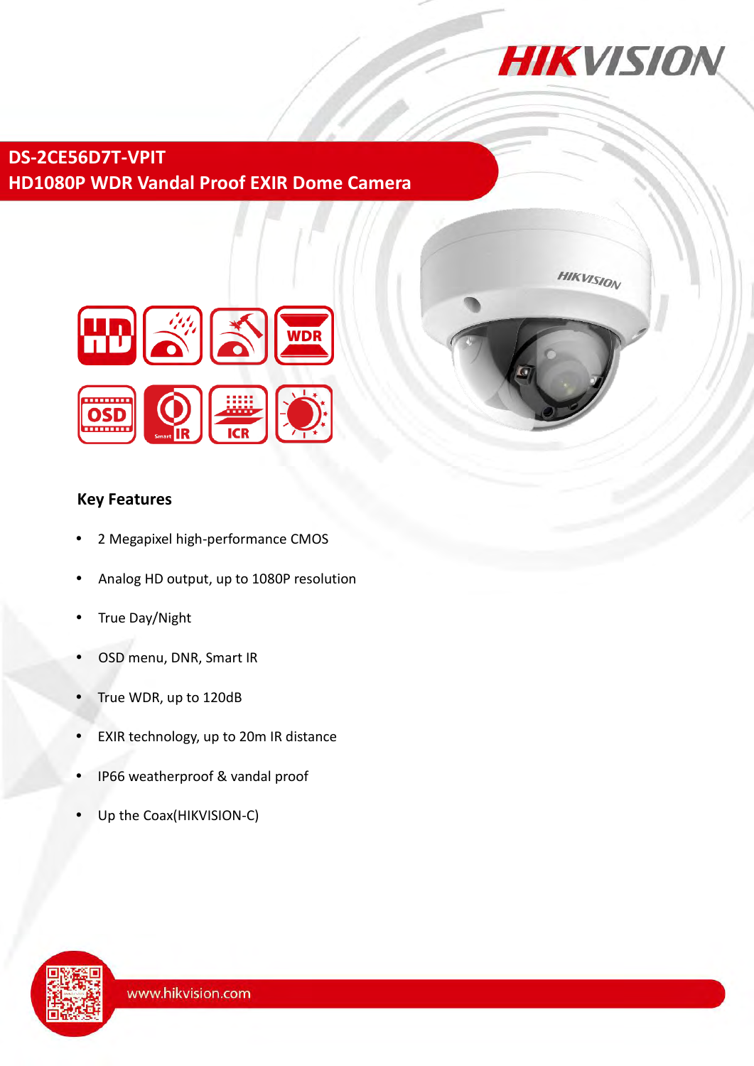# DS-2CE56D7T-VPIT
## HD1080P WDR Vandal Proof EXIR Dome Camera

### Key Features

- 2 Megapixel high-performance CMOS
- Analog HD output, up to 1080P resolution
- True Day/Night
- OSD menu, DNR, Smart IR
- True WDR, up to 120dB
- EXIR technology, up to 20m IR distance
- IP66 weatherproof & vandal proof
- Up the Coax(HIKVISION-C)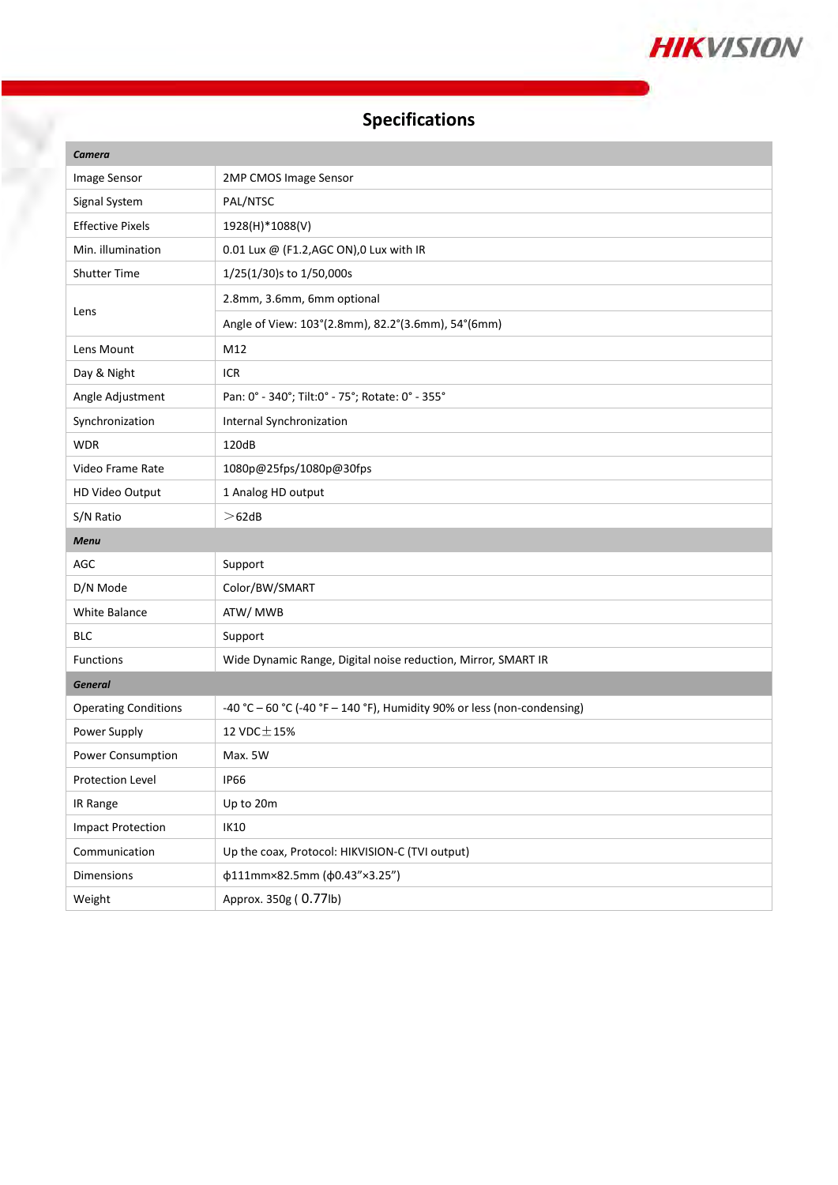# Specifications

| | |
|---|---|
| ***Camera*** | |
| Image Sensor | 2MP CMOS Image Sensor |
| Signal System | PAL/NTSC |
| Effective Pixels | 1928(H)*1088(V) |
| Min. illumination | 0.01 Lux @ (F1.2,AGC ON),0 Lux with IR |
| Shutter Time | 1/25(1/30)s to 1/50,000s |
| Lens | 2.8mm, 3.6mm, 6mm optional |
| | Angle of View: 103°(2.8mm), 82.2°(3.6mm), 54°(6mm) |
| Lens Mount | M12 |
| Day & Night | ICR |
| Angle Adjustment | Pan: 0° - 340°; Tilt:0° - 75°; Rotate: 0° - 355° |
| Synchronization | Internal Synchronization |
| WDR | 120dB |
| Video Frame Rate | 1080p@25fps/1080p@30fps |
| HD Video Output | 1 Analog HD output |
| S/N Ratio | ＞62dB |
| ***Menu*** | |
| AGC | Support |
| D/N Mode | Color/BW/SMART |
| White Balance | ATW/ MWB |
| BLC | Support |
| Functions | Wide Dynamic Range, Digital noise reduction, Mirror, SMART IR |
| ***General*** | |
| Operating Conditions | -40 °C – 60 °C (-40 °F – 140 °F), Humidity 90% or less (non-condensing) |
| Power Supply | 12 VDC±15% |
| Power Consumption | Max. 5W |
| Protection Level | IP66 |
| IR Range | Up to 20m |
| Impact Protection | IK10 |
| Communication | Up the coax, Protocol: HIKVISION-C (TVI output) |
| Dimensions | ф111mm×82.5mm (ф0.43”×3.25”) |
| Weight | Approx. 350g ( 0.77lb) |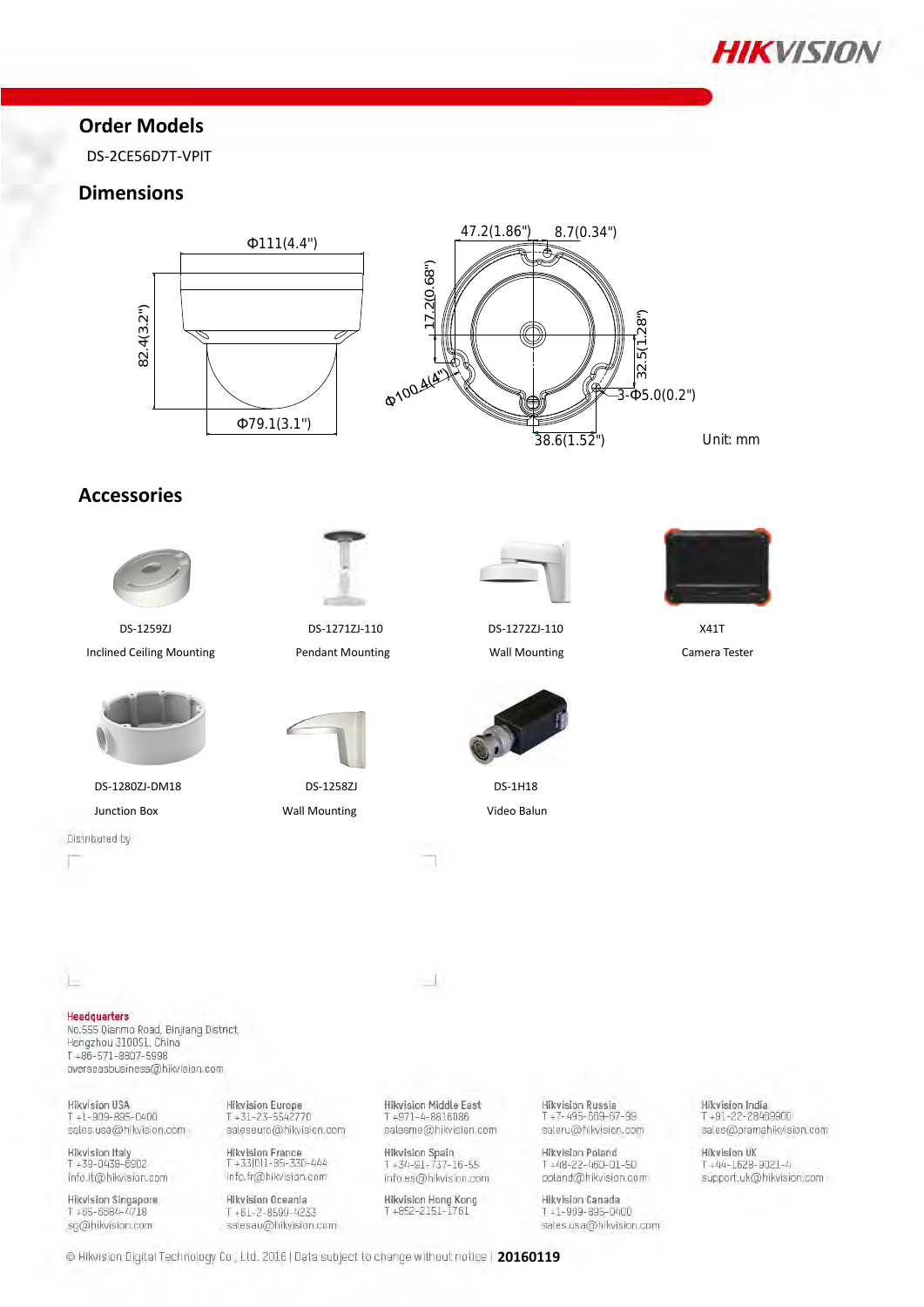## Order Models

DS-2CE56D7T-VPIT

## Dimensions

Φ111(4.4")

82.4(3.2")

Φ79.1(3.1")

47.2(1.86")

8.7(0.34")

17.2(0.68")

32.5(1.28")

Φ100.4(4")

3-Φ5.0(0.2")

38.6(1.52")

Unit: mm

## Accessories

DS-1259ZJ
Inclined Ceiling Mounting

DS-1271ZJ-110
Pendant Mounting

DS-1272ZJ-110
Wall Mounting

X41T
Camera Tester

DS-1280ZJ-DM18
Junction Box

DS-1258ZJ
Wall Mounting

DS-1H18
Video Balun

Distributed by

**Headquarters**
No.555 Qianmo Road, Binjiang District,
Hangzhou 310051, China
T +86-571-8807-5998
overseasbusiness@hikvision.com

Hikvision USA
T +1-909-895-0400
sales.usa@hikvision.com

Hikvision Europe
T +31-23-5542770
saleseuro@hikvision.com

Hikvision Middle East
T +971-4-8816086
salesme@hikvision.com

Hikvision Russia
T +7-495-669-67-99
saleru@hikvision.com

Hikvision India
T +91-22-28469900
sales@pramahikvision.com

Hikvision Italy
T +39-0438-6902
info.it@hikvision.com

Hikvision France
T +33(0)1-85-330-444
info.fr@hikvision.com

Hikvision Spain
T +34-91-737-16-55
info.es@hikvision.com

Hikvision Poland
T +48-22-460-01-50
poland@hikvision.com

Hikvision UK
T +44-1628-9021-4
support.uk@hikvision.com

Hikvision Singapore
T +65-6684-4718
sg@hikvision.com

Hikvision Oceania
T +61-2-8599-4233
salesau@hikvision.com

Hikvision Hong Kong
T +852-2151-1761

Hikvision Canada
T +1-909-895-0400
sales.usa@hikvision.com

© Hikvision Digital Technology Co., Ltd. 2016 | Data subject to change without notice | **20160119**